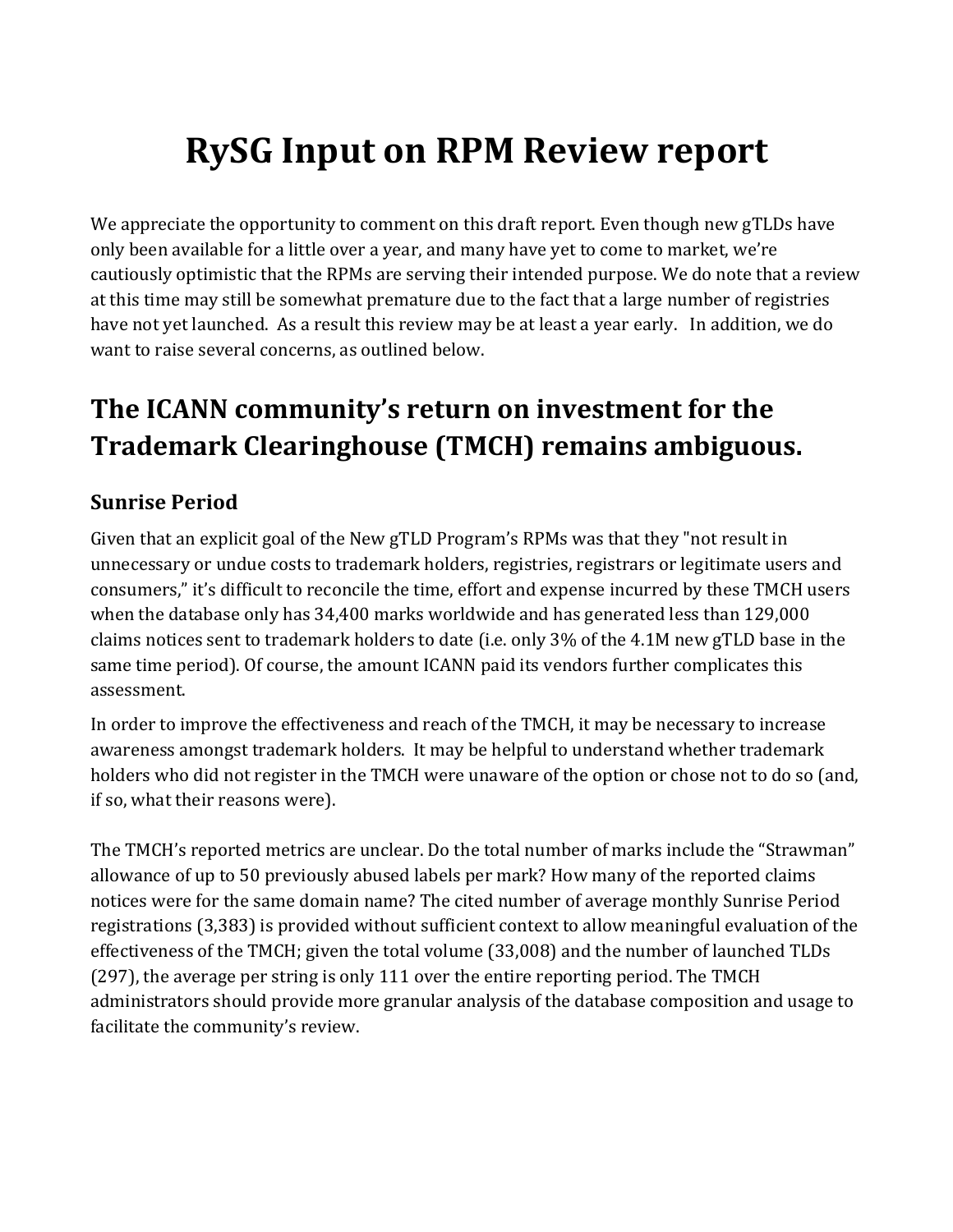# RySG Input on RPM Review report

We appreciate the opportunity to comment on this draft report. Even though new gTLDs have only been available for a little over a year, and many have yet to come to market, we're cautiously optimistic that the RPMs are serving their intended purpose. We do note that a review at this time may still be somewhat premature due to the fact that a large number of registries have not yet launched. As a result this review may be at least a year early. In addition, we do want to raise several concerns, as outlined below.

## The ICANN community's return on investment for the Trademark Clearinghouse (TMCH) remains ambiguous.

### Sunrise Period

Given that an explicit goal of the New gTLD Program's RPMs was that they "not result in unnecessary or undue costs to trademark holders, registries, registrars or legitimate users and consumers," it's difficult to reconcile the time, effort and expense incurred by these TMCH users when the database only has 34,400 marks worldwide and has generated less than 129,000 claims notices sent to trademark holders to date (i.e. only 3% of the 4.1M new gTLD base in the same time period). Of course, the amount ICANN paid its vendors further complicates this assessment.

In order to improve the effectiveness and reach of the TMCH, it may be necessary to increase awareness amongst trademark holders. It may be helpful to understand whether trademark holders who did not register in the TMCH were unaware of the option or chose not to do so (and, if so, what their reasons were).

The TMCH's reported metrics are unclear. Do the total number of marks include the "Strawman" allowance of up to 50 previously abused labels per mark? How many of the reported claims notices were for the same domain name? The cited number of average monthly Sunrise Period registrations (3,383) is provided without sufficient context to allow meaningful evaluation of the effectiveness of the TMCH; given the total volume (33,008) and the number of launched TLDs (297), the average per string is only 111 over the entire reporting period. The TMCH administrators should provide more granular analysis of the database composition and usage to facilitate the community's review.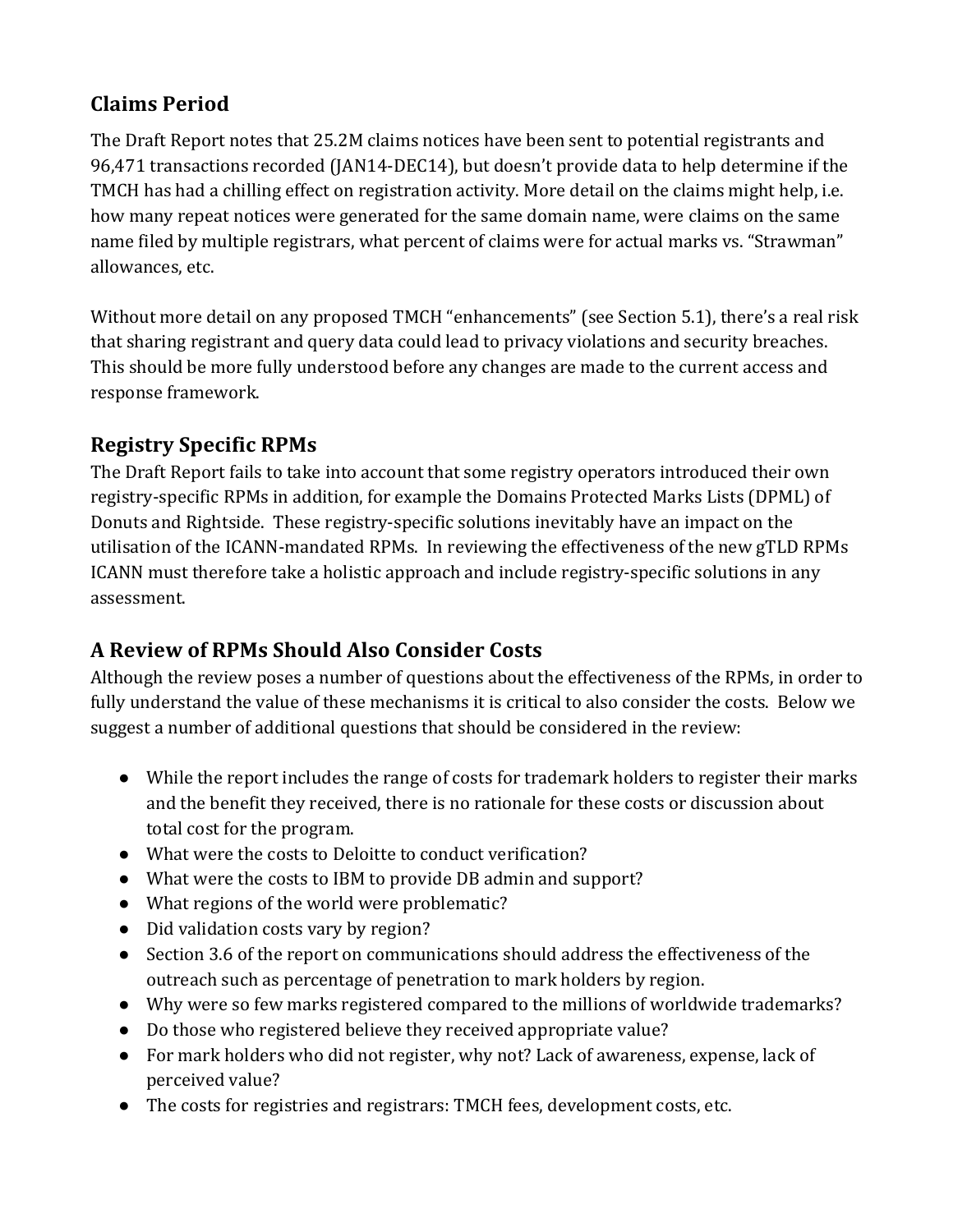## Claims Period

The Draft Report notes that 25.2M claims notices have been sent to potential registrants and 96,471 transactions recorded (JAN14-DEC14), but doesn't provide data to help determine if the TMCH has had a chilling effect on registration activity. More detail on the claims might help, i.e. how many repeat notices were generated for the same domain name, were claims on the same name filed by multiple registrars, what percent of claims were for actual marks vs. "Strawman" allowances, etc.

Without more detail on any proposed TMCH "enhancements" (see Section 5.1), there's a real risk that sharing registrant and query data could lead to privacy violations and security breaches. This should be more fully understood before any changes are made to the current access and response framework.

## Registry Specific RPMs

The Draft Report fails to take into account that some registry operators introduced their own registry-specific RPMs in addition, for example the Domains Protected Marks Lists (DPML) of Donuts and Rightside. These registry-specific solutions inevitably have an impact on the utilisation of the ICANN-mandated RPMs. In reviewing the effectiveness of the new gTLD RPMs ICANN must therefore take a holistic approach and include registry-specific solutions in any assessment.

## A Review of RPMs Should Also Consider Costs

Although the review poses a number of questions about the effectiveness of the RPMs, in order to fully understand the value of these mechanisms it is critical to also consider the costs. Below we suggest a number of additional questions that should be considered in the review:

- While the report includes the range of costs for trademark holders to register their marks and the benefit they received, there is no rationale for these costs or discussion about total cost for the program.
- What were the costs to Deloitte to conduct verification?
- What were the costs to IBM to provide DB admin and support?
- What regions of the world were problematic?
- Did validation costs vary by region?
- Section 3.6 of the report on communications should address the effectiveness of the outreach such as percentage of penetration to mark holders by region.
- Why were so few marks registered compared to the millions of worldwide trademarks?
- Do those who registered believe they received appropriate value?
- For mark holders who did not register, why not? Lack of awareness, expense, lack of perceived value?
- The costs for registries and registrars: TMCH fees, development costs, etc.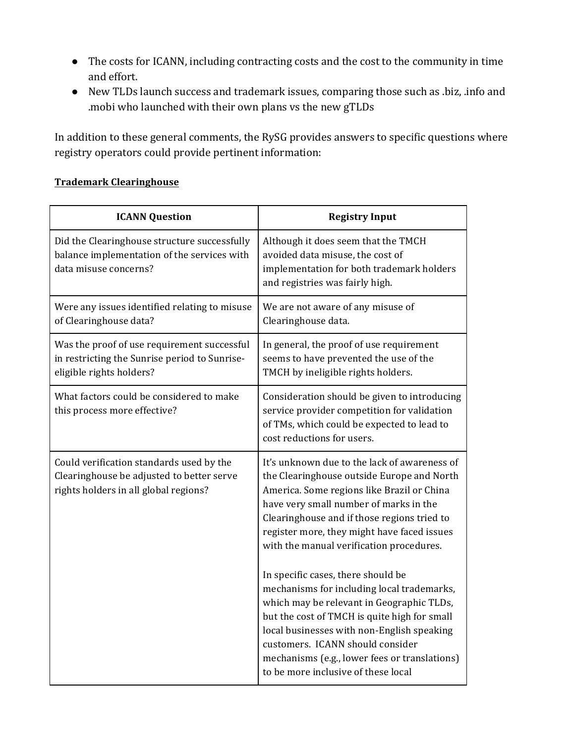- The costs for ICANN, including contracting costs and the cost to the community in time and effort.
- New TLDs launch success and trademark issues, comparing those such as .biz, .info and .mobi who launched with their own plans vs the new gTLDs

In addition to these general comments, the RySG provides answers to specific questions where registry operators could provide pertinent information:

**Trademark Clearinghouse**

| ICANN Question | Registry Input |
|---|---|
| Did the Clearinghouse structure successfully balance implementation of the services with data misuse concerns? | Although it does seem that the TMCH avoided data misuse, the cost of implementation for both trademark holders and registries was fairly high. |
| Were any issues identified relating to misuse of Clearinghouse data? | We are not aware of any misuse of Clearinghouse data. |
| Was the proof of use requirement successful in restricting the Sunrise period to Sunrise-eligible rights holders? | In general, the proof of use requirement seems to have prevented the use of the TMCH by ineligible rights holders. |
| What factors could be considered to make this process more effective? | Consideration should be given to introducing service provider competition for validation of TMs, which could be expected to lead to cost reductions for users. |
| Could verification standards used by the Clearinghouse be adjusted to better serve rights holders in all global regions? | It's unknown due to the lack of awareness of the Clearinghouse outside Europe and North America. Some regions like Brazil or China have very small number of marks in the Clearinghouse and if those regions tried to register more, they might have faced issues with the manual verification procedures.<br><br>In specific cases, there should be mechanisms for including local trademarks, which may be relevant in Geographic TLDs, but the cost of TMCH is quite high for small local businesses with non-English speaking customers. ICANN should consider mechanisms (e.g., lower fees or translations) to be more inclusive of these local |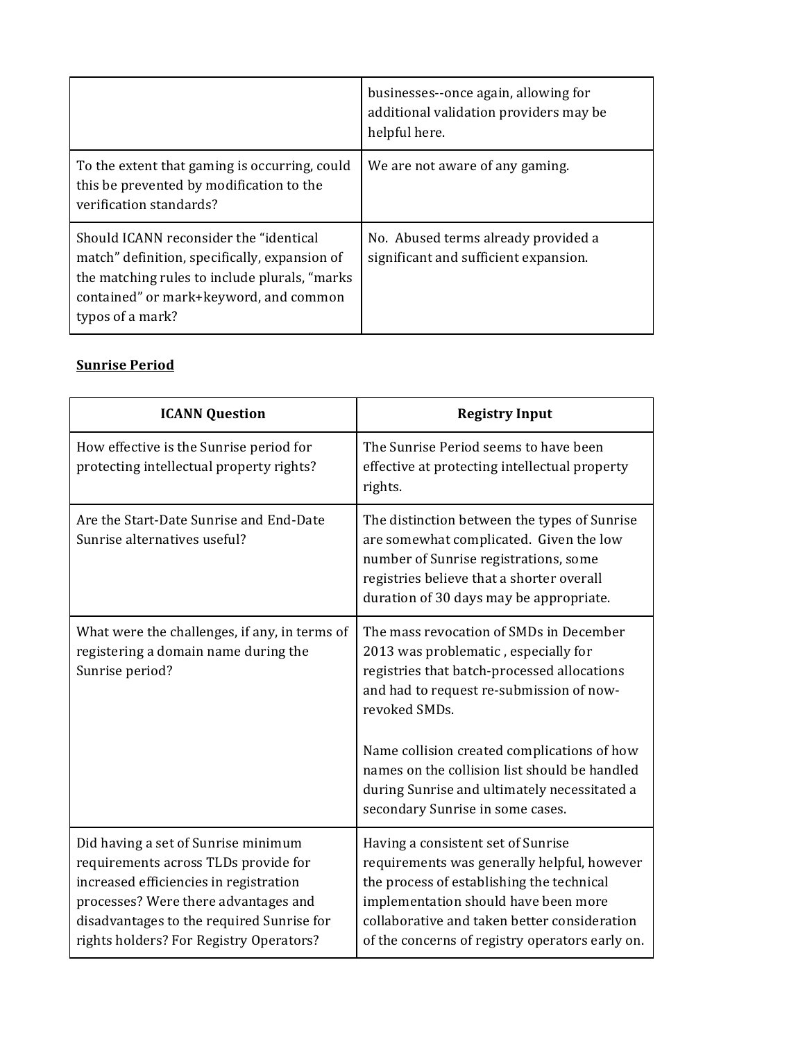| | |
|---|---|
| | businesses--once again, allowing for additional validation providers may be helpful here. |
| To the extent that gaming is occurring, could this be prevented by modification to the verification standards? | We are not aware of any gaming. |
| Should ICANN reconsider the "identical match" definition, specifically, expansion of the matching rules to include plurals, "marks contained" or mark+keyword, and common typos of a mark? | No. Abused terms already provided a significant and sufficient expansion. |

**Sunrise Period**

| ICANN Question | Registry Input |
|---|---|
| How effective is the Sunrise period for protecting intellectual property rights? | The Sunrise Period seems to have been effective at protecting intellectual property rights. |
| Are the Start-Date Sunrise and End-Date Sunrise alternatives useful? | The distinction between the types of Sunrise are somewhat complicated. Given the low number of Sunrise registrations, some registries believe that a shorter overall duration of 30 days may be appropriate. |
| What were the challenges, if any, in terms of registering a domain name during the Sunrise period? | The mass revocation of SMDs in December 2013 was problematic , especially for registries that batch-processed allocations and had to request re-submission of now-revoked SMDs.<br><br>Name collision created complications of how names on the collision list should be handled during Sunrise and ultimately necessitated a secondary Sunrise in some cases. |
| Did having a set of Sunrise minimum requirements across TLDs provide for increased efficiencies in registration processes? Were there advantages and disadvantages to the required Sunrise for rights holders? For Registry Operators? | Having a consistent set of Sunrise requirements was generally helpful, however the process of establishing the technical implementation should have been more collaborative and taken better consideration of the concerns of registry operators early on. |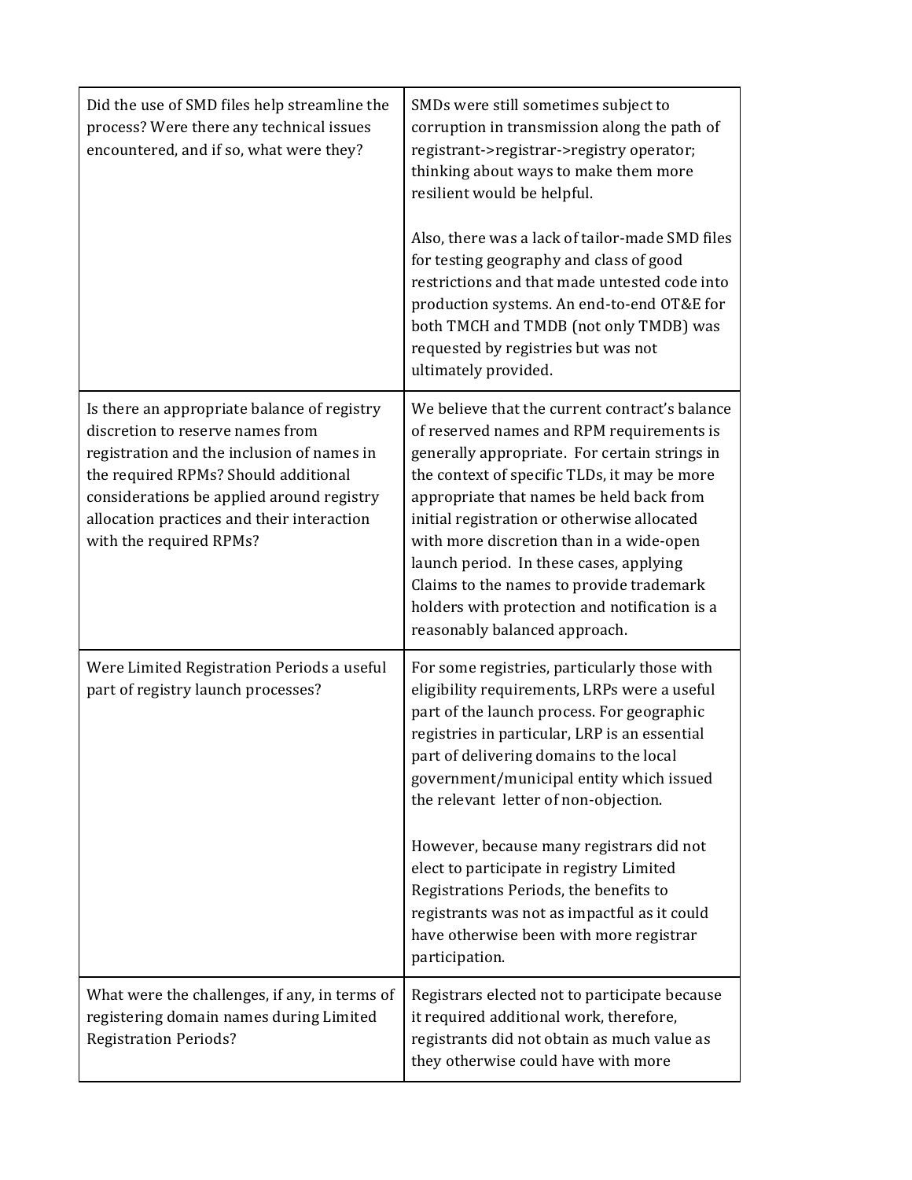| | |
|---|---|
| Did the use of SMD files help streamline the process? Were there any technical issues encountered, and if so, what were they? | SMDs were still sometimes subject to corruption in transmission along the path of registrant->registrar->registry operator; thinking about ways to make them more resilient would be helpful.<br><br>Also, there was a lack of tailor-made SMD files for testing geography and class of good restrictions and that made untested code into production systems. An end-to-end OT&E for both TMCH and TMDB (not only TMDB) was requested by registries but was not ultimately provided. |
| Is there an appropriate balance of registry discretion to reserve names from registration and the inclusion of names in the required RPMs? Should additional considerations be applied around registry allocation practices and their interaction with the required RPMs? | We believe that the current contract's balance of reserved names and RPM requirements is generally appropriate. For certain strings in the context of specific TLDs, it may be more appropriate that names be held back from initial registration or otherwise allocated with more discretion than in a wide-open launch period. In these cases, applying Claims to the names to provide trademark holders with protection and notification is a reasonably balanced approach. |
| Were Limited Registration Periods a useful part of registry launch processes? | For some registries, particularly those with eligibility requirements, LRPs were a useful part of the launch process. For geographic registries in particular, LRP is an essential part of delivering domains to the local government/municipal entity which issued the relevant letter of non-objection.<br><br>However, because many registrars did not elect to participate in registry Limited Registrations Periods, the benefits to registrants was not as impactful as it could have otherwise been with more registrar participation. |
| What were the challenges, if any, in terms of registering domain names during Limited Registration Periods? | Registrars elected not to participate because it required additional work, therefore, registrants did not obtain as much value as they otherwise could have with more |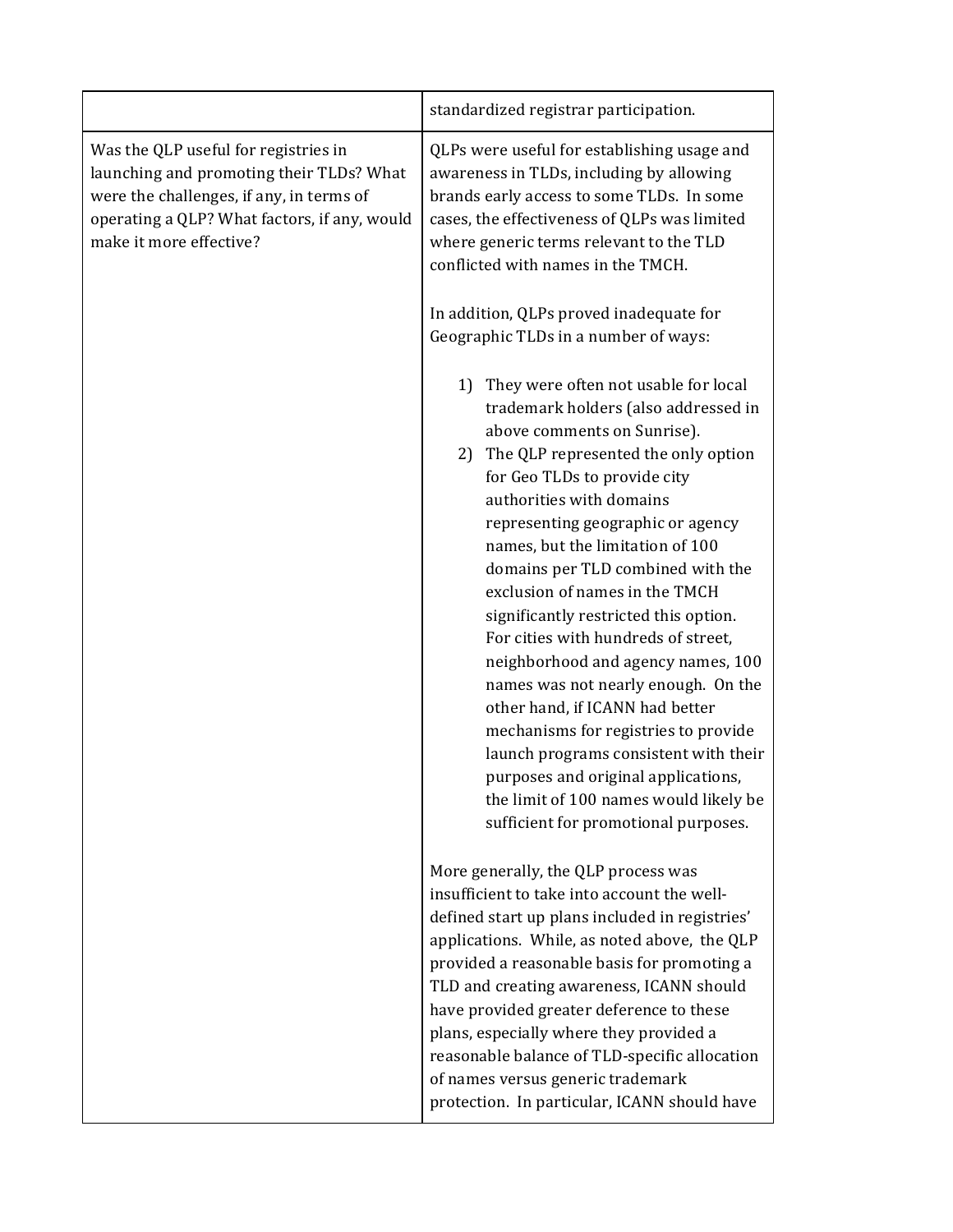| | |
|---|---|
| | standardized registrar participation. |
| Was the QLP useful for registries in launching and promoting their TLDs? What were the challenges, if any, in terms of operating a QLP? What factors, if any, would make it more effective? | QLPs were useful for establishing usage and awareness in TLDs, including by allowing brands early access to some TLDs. In some cases, the effectiveness of QLPs was limited where generic terms relevant to the TLD conflicted with names in the TMCH.<br><br>In addition, QLPs proved inadequate for Geographic TLDs in a number of ways:<br><br>1) They were often not usable for local trademark holders (also addressed in above comments on Sunrise).<br>2) The QLP represented the only option for Geo TLDs to provide city authorities with domains representing geographic or agency names, but the limitation of 100 domains per TLD combined with the exclusion of names in the TMCH significantly restricted this option. For cities with hundreds of street, neighborhood and agency names, 100 names was not nearly enough. On the other hand, if ICANN had better mechanisms for registries to provide launch programs consistent with their purposes and original applications, the limit of 100 names would likely be sufficient for promotional purposes.<br><br>More generally, the QLP process was insufficient to take into account the well-defined start up plans included in registries' applications. While, as noted above, the QLP provided a reasonable basis for promoting a TLD and creating awareness, ICANN should have provided greater deference to these plans, especially where they provided a reasonable balance of TLD-specific allocation of names versus generic trademark protection. In particular, ICANN should have |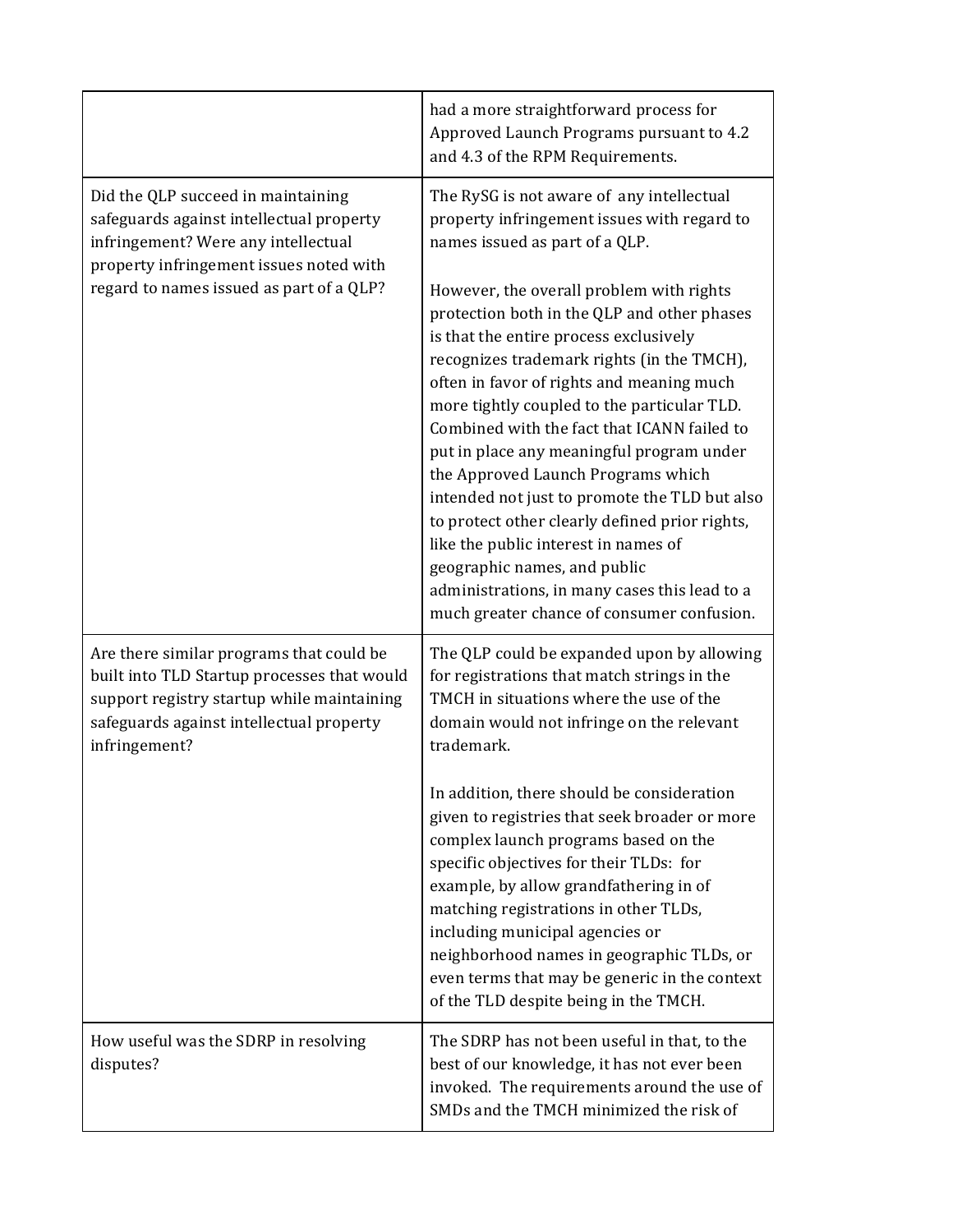|  |  |
|---|---|
|  | had a more straightforward process for Approved Launch Programs pursuant to 4.2 and 4.3 of the RPM Requirements. |
| Did the QLP succeed in maintaining safeguards against intellectual property infringement? Were any intellectual property infringement issues noted with regard to names issued as part of a QLP? | The RySG is not aware of any intellectual property infringement issues with regard to names issued as part of a QLP.<br><br>However, the overall problem with rights protection both in the QLP and other phases is that the entire process exclusively recognizes trademark rights (in the TMCH), often in favor of rights and meaning much more tightly coupled to the particular TLD. Combined with the fact that ICANN failed to put in place any meaningful program under the Approved Launch Programs which intended not just to promote the TLD but also to protect other clearly defined prior rights, like the public interest in names of geographic names, and public administrations, in many cases this lead to a much greater chance of consumer confusion. |
| Are there similar programs that could be built into TLD Startup processes that would support registry startup while maintaining safeguards against intellectual property infringement? | The QLP could be expanded upon by allowing for registrations that match strings in the TMCH in situations where the use of the domain would not infringe on the relevant trademark.<br><br>In addition, there should be consideration given to registries that seek broader or more complex launch programs based on the specific objectives for their TLDs: for example, by allow grandfathering in of matching registrations in other TLDs, including municipal agencies or neighborhood names in geographic TLDs, or even terms that may be generic in the context of the TLD despite being in the TMCH. |
| How useful was the SDRP in resolving disputes? | The SDRP has not been useful in that, to the best of our knowledge, it has not ever been invoked. The requirements around the use of SMDs and the TMCH minimized the risk of |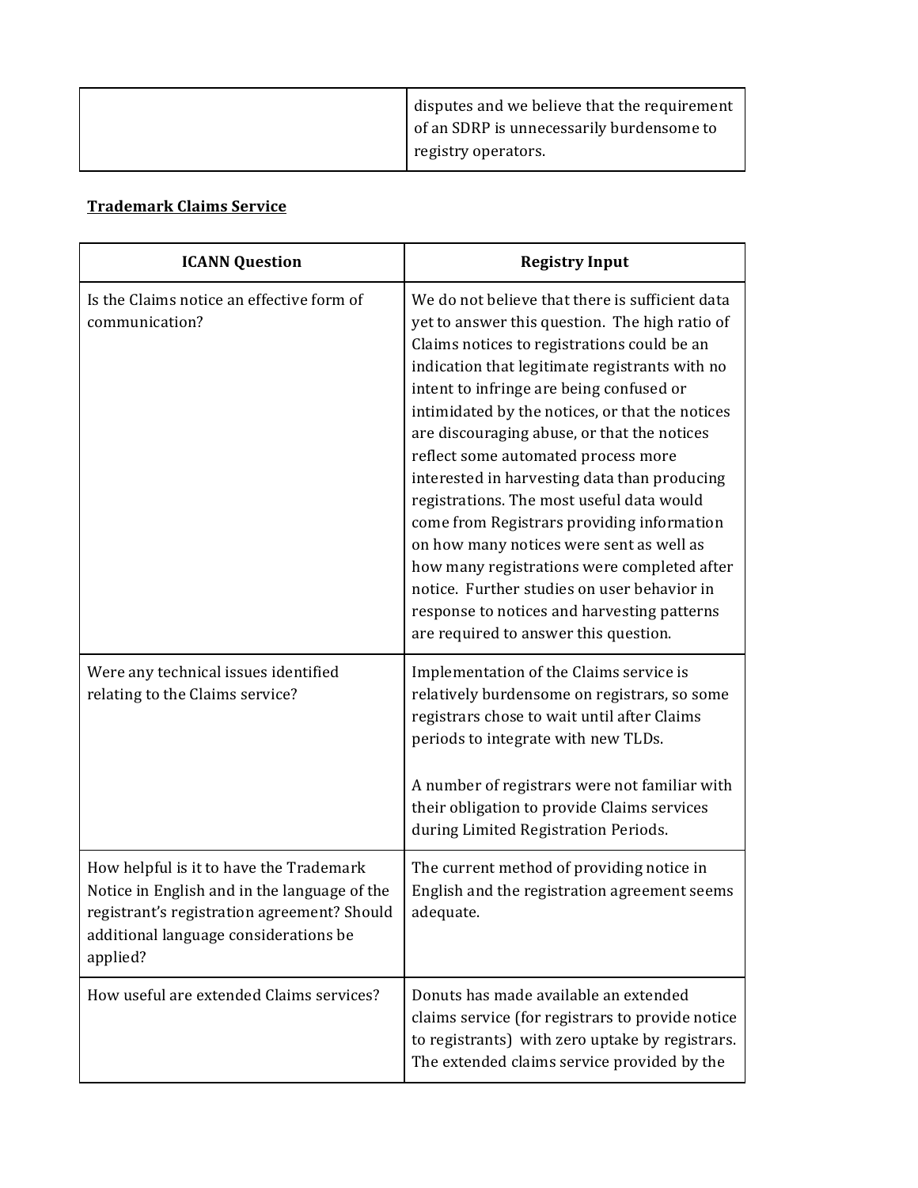| | |
|---|---|
| | disputes and we believe that the requirement of an SDRP is unnecessarily burdensome to registry operators. |

**Trademark Claims Service**

| ICANN Question | Registry Input |
|---|---|
| Is the Claims notice an effective form of communication? | We do not believe that there is sufficient data yet to answer this question. The high ratio of Claims notices to registrations could be an indication that legitimate registrants with no intent to infringe are being confused or intimidated by the notices, or that the notices are discouraging abuse, or that the notices reflect some automated process more interested in harvesting data than producing registrations. The most useful data would come from Registrars providing information on how many notices were sent as well as how many registrations were completed after notice. Further studies on user behavior in response to notices and harvesting patterns are required to answer this question. |
| Were any technical issues identified relating to the Claims service? | Implementation of the Claims service is relatively burdensome on registrars, so some registrars chose to wait until after Claims periods to integrate with new TLDs.<br><br>A number of registrars were not familiar with their obligation to provide Claims services during Limited Registration Periods. |
| How helpful is it to have the Trademark Notice in English and in the language of the registrant's registration agreement? Should additional language considerations be applied? | The current method of providing notice in English and the registration agreement seems adequate. |
| How useful are extended Claims services? | Donuts has made available an extended claims service (for registrars to provide notice to registrants) with zero uptake by registrars. The extended claims service provided by the |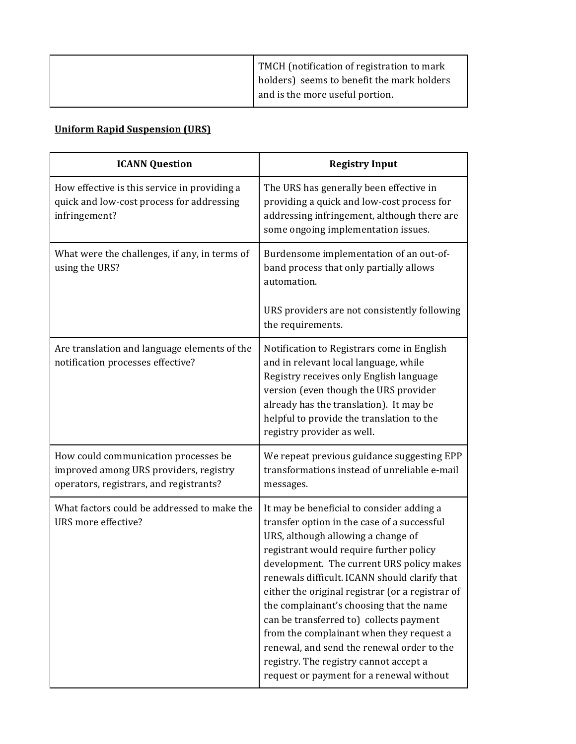| | |
|---|---|
| | TMCH (notification of registration to mark holders) seems to benefit the mark holders and is the more useful portion. |

**Uniform Rapid Suspension (URS)**

| ICANN Question | Registry Input |
|---|---|
| How effective is this service in providing a quick and low-cost process for addressing infringement? | The URS has generally been effective in providing a quick and low-cost process for addressing infringement, although there are some ongoing implementation issues. |
| What were the challenges, if any, in terms of using the URS? | Burdensome implementation of an out-of-band process that only partially allows automation.<br><br>URS providers are not consistently following the requirements. |
| Are translation and language elements of the notification processes effective? | Notification to Registrars come in English and in relevant local language, while Registry receives only English language version (even though the URS provider already has the translation). It may be helpful to provide the translation to the registry provider as well. |
| How could communication processes be improved among URS providers, registry operators, registrars, and registrants? | We repeat previous guidance suggesting EPP transformations instead of unreliable e-mail messages. |
| What factors could be addressed to make the URS more effective? | It may be beneficial to consider adding a transfer option in the case of a successful URS, although allowing a change of registrant would require further policy development. The current URS policy makes renewals difficult. ICANN should clarify that either the original registrar (or a registrar of the complainant's choosing that the name can be transferred to) collects payment from the complainant when they request a renewal, and send the renewal order to the registry. The registry cannot accept a request or payment for a renewal without |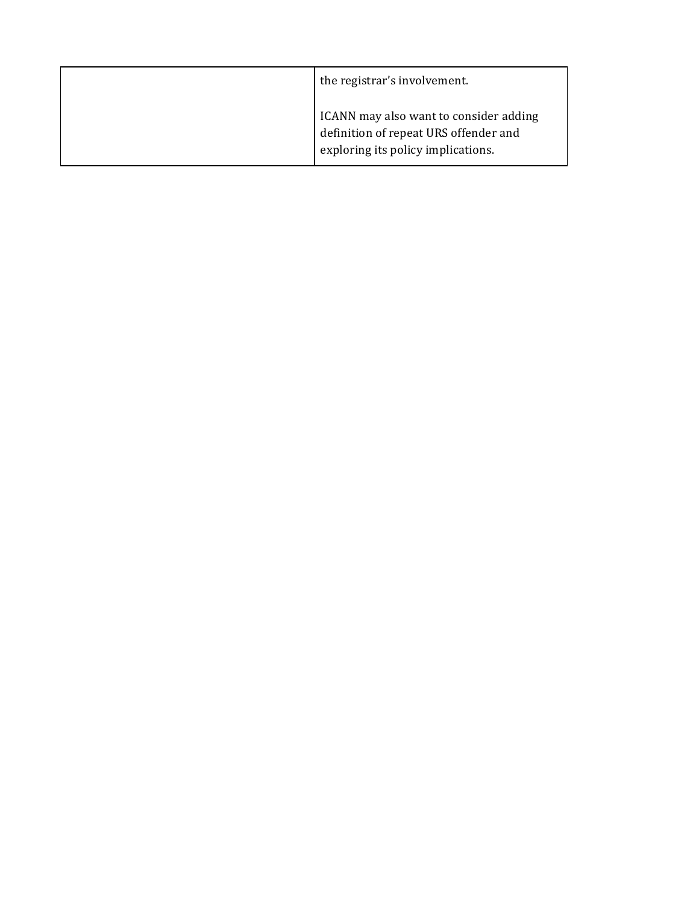| | |
|---|---|
| | the registrar's involvement.<br><br>ICANN may also want to consider adding definition of repeat URS offender and exploring its policy implications. |